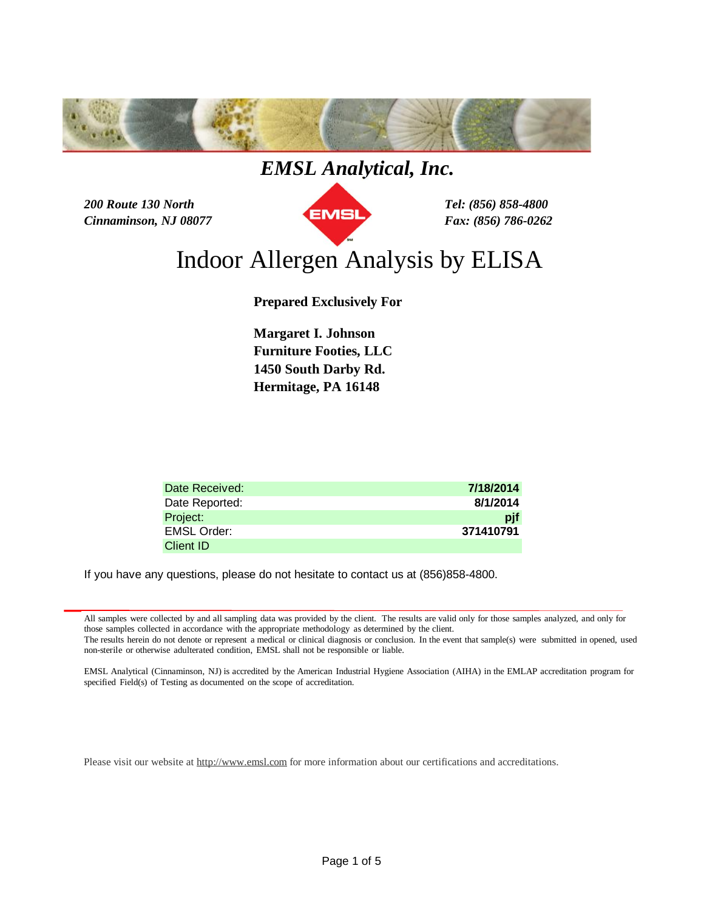# *EMSL Analytical, Inc.*

*200 Route 130 North*
*Cinnaminson, NJ 08077*

*Tel: (856) 858-4800*
*Fax: (856) 786-0262*

# Indoor Allergen Analysis by ELISA

**Prepared Exclusively For**

**Margaret I. Johnson**
**Furniture Footies, LLC**
**1450 South Darby Rd.**
**Hermitage, PA 16148**

| | |
|---|---|
| Date Received: | **7/18/2014** |
| Date Reported: | **8/1/2014** |
| Project: | **pjf** |
| EMSL Order: | **371410791** |
| Client ID | |

If you have any questions, please do not hesitate to contact us at (856)858-4800.

All samples were collected by and all sampling data was provided by the client. The results are valid only for those samples analyzed, and only for those samples collected in accordance with the appropriate methodology as determined by the client.
The results herein do not denote or represent a medical or clinical diagnosis or conclusion. In the event that sample(s) were submitted in opened, used non-sterile or otherwise adulterated condition, EMSL shall not be responsible or liable.

EMSL Analytical (Cinnaminson, NJ) is accredited by the American Industrial Hygiene Association (AIHA) in the EMLAP accreditation program for specified Field(s) of Testing as documented on the scope of accreditation.

Please visit our website at http://www.emsl.com for more information about our certifications and accreditations.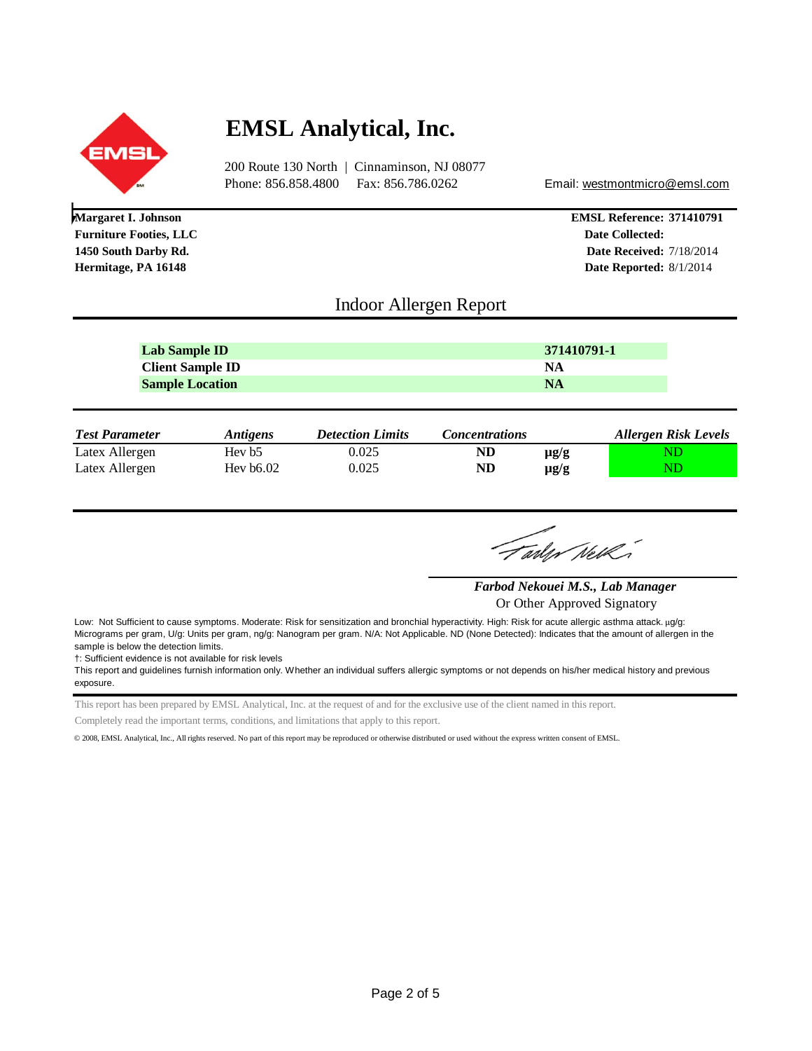# EMSL Analytical, Inc.

200 Route 130 North | Cinnaminson, NJ 08077
Phone: 856.858.4800 Fax: 856.786.0262 Email: westmontmicro@emsl.com

**Margaret I. Johnson**
**Furniture Footies, LLC**
**1450 South Darby Rd.**
**Hermitage, PA 16148**

**EMSL Reference: 371410791**
**Date Collected:**
**Date Received:** 7/18/2014
**Date Reported:** 8/1/2014

## Indoor Allergen Report

| | |
|---|---|
| **Lab Sample ID** | **371410791-1** |
| **Client Sample ID** | **NA** |
| **Sample Location** | **NA** |

| *Test Parameter* | *Antigens* | *Detection Limits* | *Concentrations* | | *Allergen Risk Levels* |
|---|---|---|---|---|---|
| Latex Allergen | Hev b5 | 0.025 | **ND** | **µg/g** | ND |
| Latex Allergen | Hev b6.02 | 0.025 | **ND** | **µg/g** | ND |

***Farbod Nekouei M.S., Lab Manager***
Or Other Approved Signatory

Low: Not Sufficient to cause symptoms. Moderate: Risk for sensitization and bronchial hyperactivity. High: Risk for acute allergic asthma attack. µg/g: Micrograms per gram, U/g: Units per gram, ng/g: Nanogram per gram. N/A: Not Applicable. ND (None Detected): Indicates that the amount of allergen in the sample is below the detection limits.
†: Sufficient evidence is not available for risk levels
This report and guidelines furnish information only. Whether an individual suffers allergic symptoms or not depends on his/her medical history and previous exposure.

This report has been prepared by EMSL Analytical, Inc. at the request of and for the exclusive use of the client named in this report.
Completely read the important terms, conditions, and limitations that apply to this report.

© 2008, EMSL Analytical, Inc., All rights reserved. No part of this report may be reproduced or otherwise distributed or used without the express written consent of EMSL.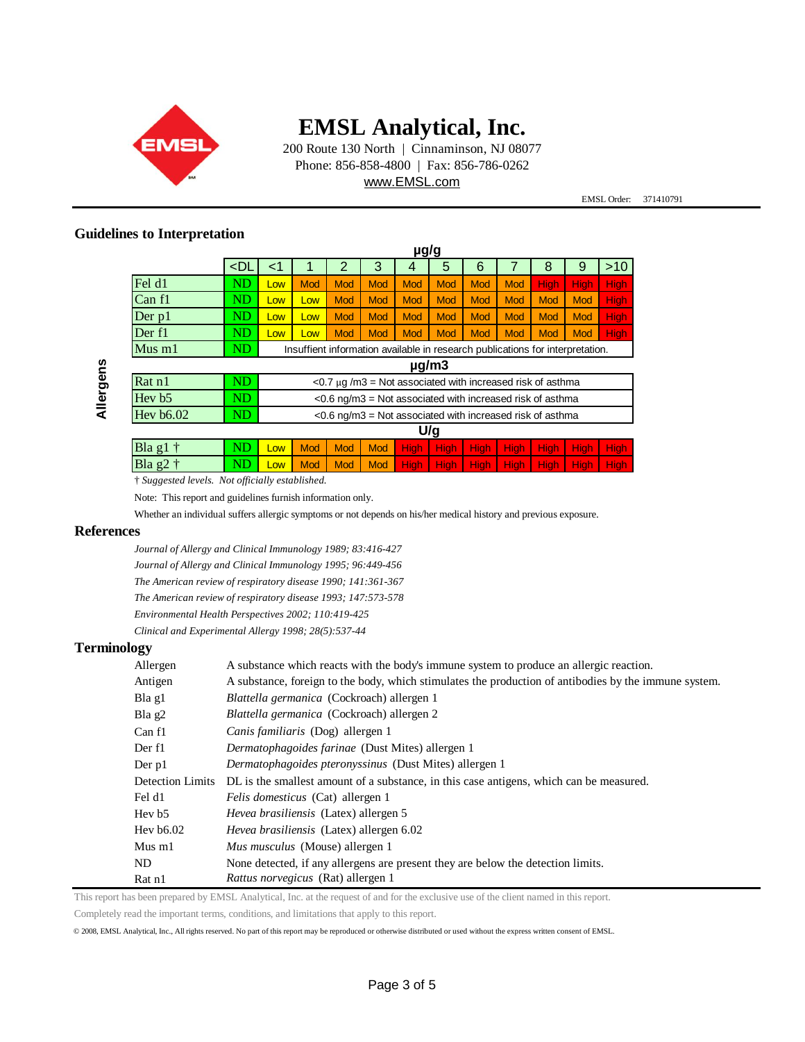**EMSL Analytical, Inc.**

200 Route 130 North | Cinnaminson, NJ 08077
Phone: 856-858-4800 | Fax: 856-786-0262
www.EMSL.com

EMSL Order: 371410791

## Guidelines to Interpretation

| Allergens | μg/g | | | | | | | | | | | |
|---|---|---|---|---|---|---|---|---|---|---|---|---|
| | <DL | <1 | 1 | 2 | 3 | 4 | 5 | 6 | 7 | 8 | 9 | >10 |
| Fel d1 | ND | Low | Mod | Mod | Mod | Mod | Mod | Mod | Mod | High | High | High |
| Can f1 | ND | Low | Low | Mod | Mod | Mod | Mod | Mod | Mod | Mod | Mod | High |
| Der p1 | ND | Low | Low | Mod | Mod | Mod | Mod | Mod | Mod | Mod | Mod | High |
| Der f1 | ND | Low | Low | Mod | Mod | Mod | Mod | Mod | Mod | Mod | Mod | High |
| Mus m1 | ND | Insuffient information available in research publications for interpretation. | | | | | | | | | | |
| | μg/m3 | | | | | | | | | | | |
| Rat n1 | ND | <0.7 μg /m3 = Not associated with increased risk of asthma | | | | | | | | | | |
| Hev b5 | ND | <0.6 ng/m3 = Not associated with increased risk of asthma | | | | | | | | | | |
| Hev b6.02 | ND | <0.6 ng/m3 = Not associated with increased risk of asthma | | | | | | | | | | |
| | U/g | | | | | | | | | | | |
| Bla g1 † | ND | Low | Mod | Mod | Mod | High | High | High | High | High | High | High |
| Bla g2 † | ND | Low | Mod | Mod | Mod | High | High | High | High | High | High | High |

† *Suggested levels. Not officially established.*

Note: This report and guidelines furnish information only.

Whether an individual suffers allergic symptoms or not depends on his/her medical history and previous exposure.

## References

*Journal of Allergy and Clinical Immunology 1989; 83:416-427*

*Journal of Allergy and Clinical Immunology 1995; 96:449-456*

*The American review of respiratory disease 1990; 141:361-367*

*The American review of respiratory disease 1993; 147:573-578*

*Environmental Health Perspectives 2002; 110:419-425*

*Clinical and Experimental Allergy 1998; 28(5):537-44*

## Terminology

| Term | Definition |
|---|---|
| Allergen | A substance which reacts with the body's immune system to produce an allergic reaction. |
| Antigen | A substance, foreign to the body, which stimulates the production of antibodies by the immune system. |
| Bla g1 | *Blattella germanica* (Cockroach) allergen 1 |
| Bla g2 | *Blattella germanica* (Cockroach) allergen 2 |
| Can f1 | *Canis familiaris* (Dog) allergen 1 |
| Der f1 | *Dermatophagoides farinae* (Dust Mites) allergen 1 |
| Der p1 | *Dermatophagoides pteronyssinus* (Dust Mites) allergen 1 |
| Detection Limits | DL is the smallest amount of a substance, in this case antigens, which can be measured. |
| Fel d1 | *Felis domesticus* (Cat) allergen 1 |
| Hev b5 | *Hevea brasiliensis* (Latex) allergen 5 |
| Hev b6.02 | *Hevea brasiliensis* (Latex) allergen 6.02 |
| Mus m1 | *Mus musculus* (Mouse) allergen 1 |
| ND | None detected, if any allergens are present they are below the detection limits. |
| Rat n1 | *Rattus norvegicus* (Rat) allergen 1 |

This report has been prepared by EMSL Analytical, Inc. at the request of and for the exclusive use of the client named in this report.

Completely read the important terms, conditions, and limitations that apply to this report.

© 2008, EMSL Analytical, Inc., All rights reserved. No part of this report may be reproduced or otherwise distributed or used without the express written consent of EMSL.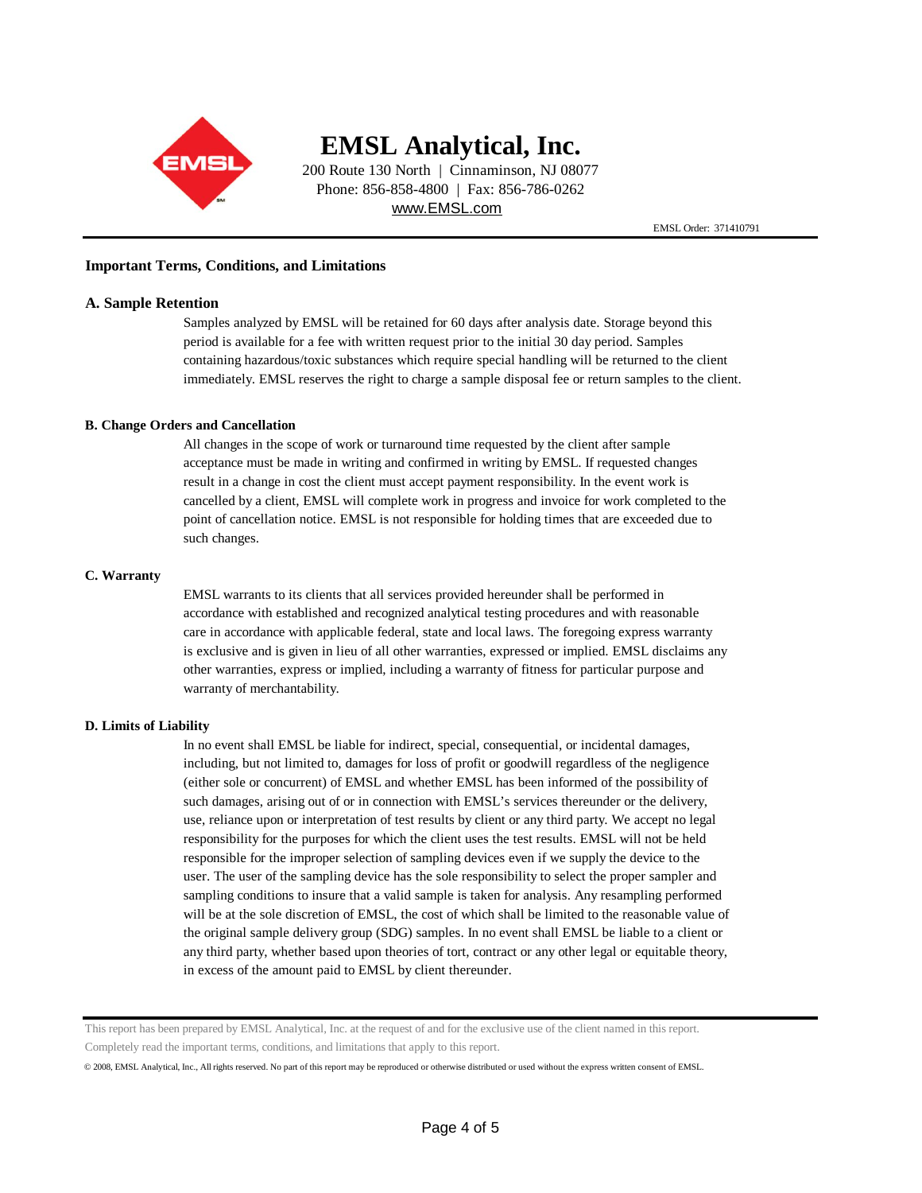# EMSL Analytical, Inc.

200 Route 130 North | Cinnaminson, NJ 08077
Phone: 856-858-4800 | Fax: 856-786-0262
www.EMSL.com

EMSL Order: 371410791

## Important Terms, Conditions, and Limitations

### A. Sample Retention

Samples analyzed by EMSL will be retained for 60 days after analysis date. Storage beyond this period is available for a fee with written request prior to the initial 30 day period. Samples containing hazardous/toxic substances which require special handling will be returned to the client immediately. EMSL reserves the right to charge a sample disposal fee or return samples to the client.

### B. Change Orders and Cancellation

All changes in the scope of work or turnaround time requested by the client after sample acceptance must be made in writing and confirmed in writing by EMSL. If requested changes result in a change in cost the client must accept payment responsibility. In the event work is cancelled by a client, EMSL will complete work in progress and invoice for work completed to the point of cancellation notice. EMSL is not responsible for holding times that are exceeded due to such changes.

### C. Warranty

EMSL warrants to its clients that all services provided hereunder shall be performed in accordance with established and recognized analytical testing procedures and with reasonable care in accordance with applicable federal, state and local laws. The foregoing express warranty is exclusive and is given in lieu of all other warranties, expressed or implied. EMSL disclaims any other warranties, express or implied, including a warranty of fitness for particular purpose and warranty of merchantability.

### D. Limits of Liability

In no event shall EMSL be liable for indirect, special, consequential, or incidental damages, including, but not limited to, damages for loss of profit or goodwill regardless of the negligence (either sole or concurrent) of EMSL and whether EMSL has been informed of the possibility of such damages, arising out of or in connection with EMSL's services thereunder or the delivery, use, reliance upon or interpretation of test results by client or any third party. We accept no legal responsibility for the purposes for which the client uses the test results. EMSL will not be held responsible for the improper selection of sampling devices even if we supply the device to the user. The user of the sampling device has the sole responsibility to select the proper sampler and sampling conditions to insure that a valid sample is taken for analysis. Any resampling performed will be at the sole discretion of EMSL, the cost of which shall be limited to the reasonable value of the original sample delivery group (SDG) samples. In no event shall EMSL be liable to a client or any third party, whether based upon theories of tort, contract or any other legal or equitable theory, in excess of the amount paid to EMSL by client thereunder.

This report has been prepared by EMSL Analytical, Inc. at the request of and for the exclusive use of the client named in this report. Completely read the important terms, conditions, and limitations that apply to this report.

© 2008, EMSL Analytical, Inc., All rights reserved. No part of this report may be reproduced or otherwise distributed or used without the express written consent of EMSL.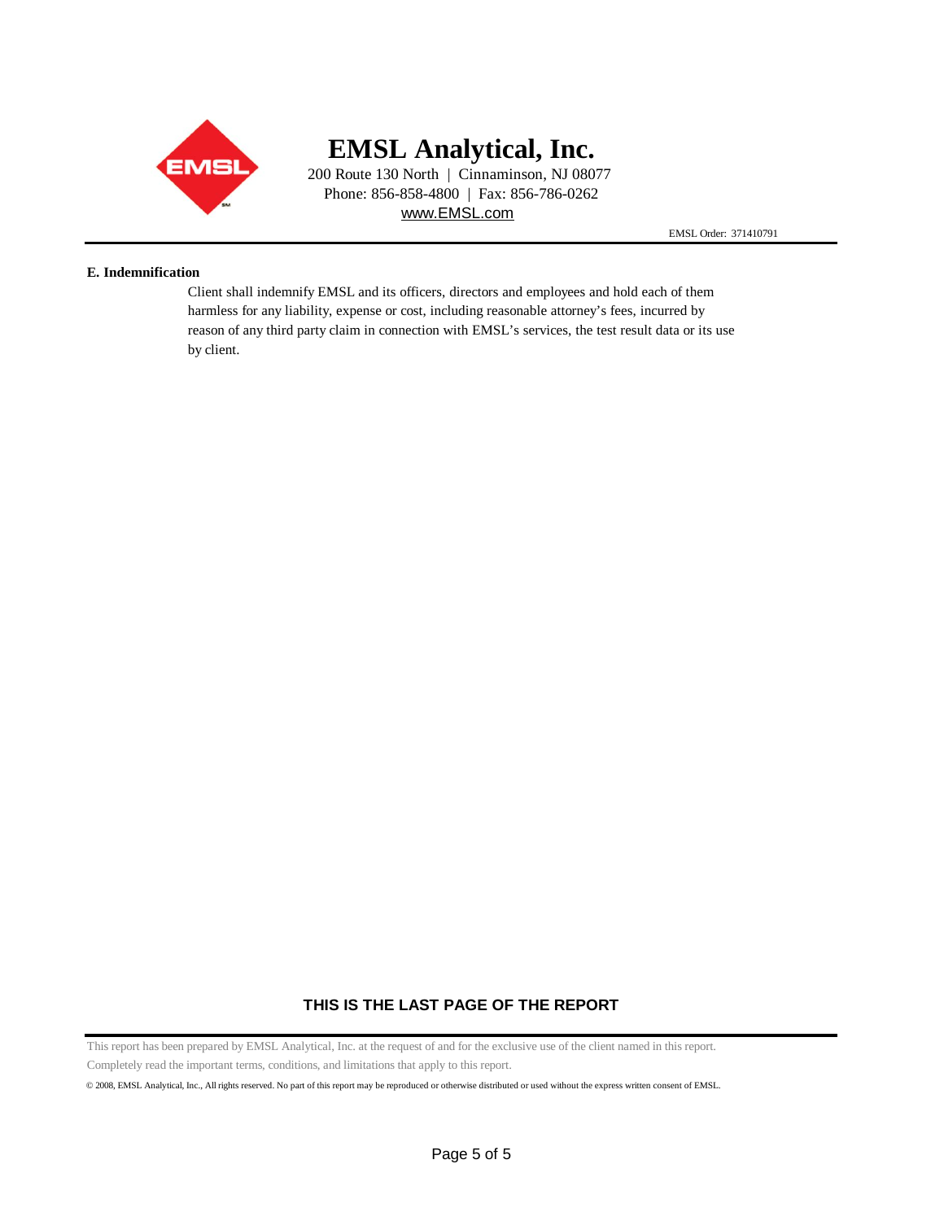## E. Indemnification

Client shall indemnify EMSL and its officers, directors and employees and hold each of them harmless for any liability, expense or cost, including reasonable attorney's fees, incurred by reason of any third party claim in connection with EMSL's services, the test result data or its use by client.

**THIS IS THE LAST PAGE OF THE REPORT**